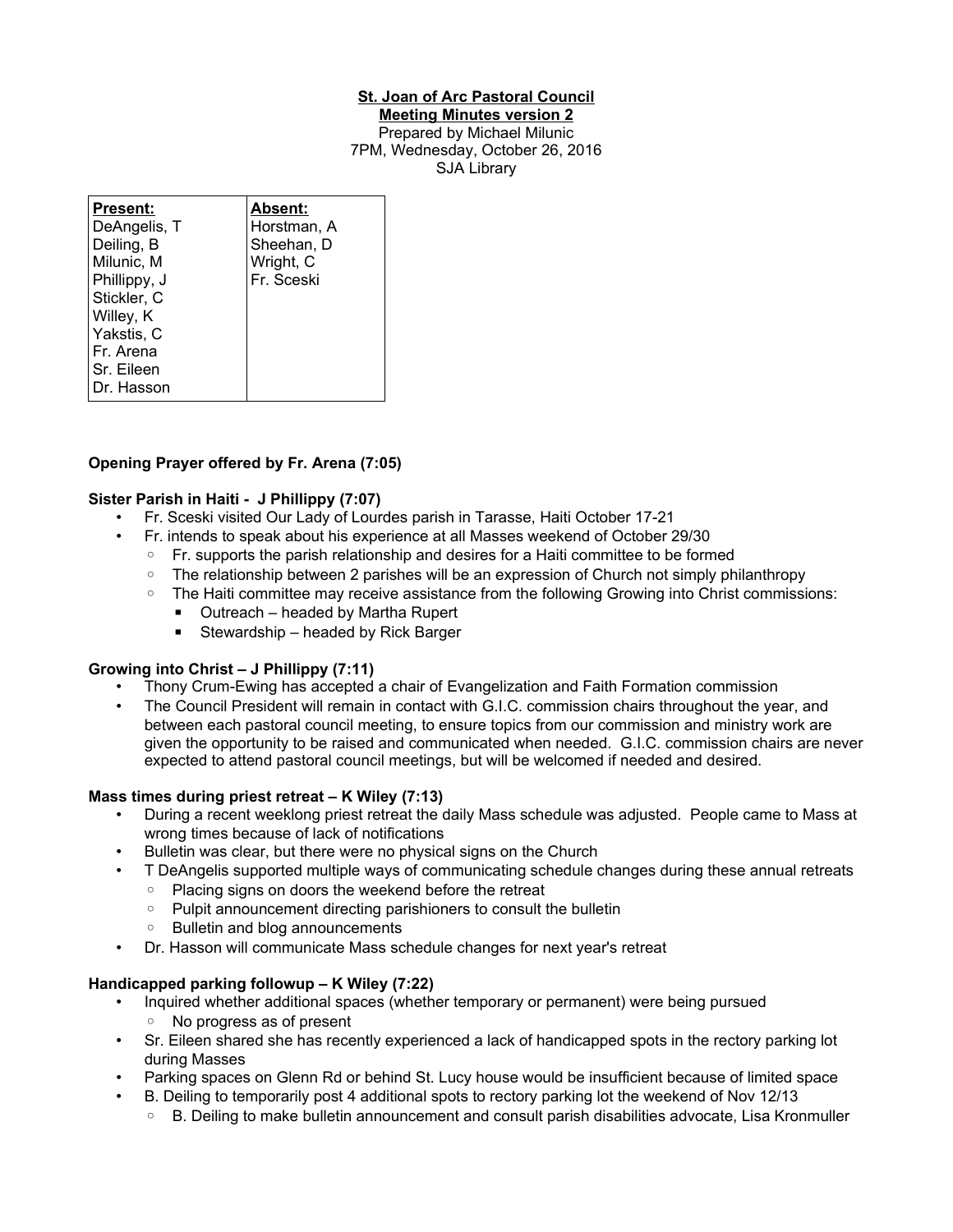**St. Joan of Arc Pastoral Council**
**Meeting Minutes version 2**
Prepared by Michael Milunic
7PM, Wednesday, October 26, 2016
SJA Library

| **Present:** | **Absent:** |
|---|---|
| DeAngelis, T | Horstman, A |
| Deiling, B | Sheehan, D |
| Milunic, M | Wright, C |
| Phillippy, J | Fr. Sceski |
| Stickler, C | |
| Willey, K | |
| Yakstis, C | |
| Fr. Arena | |
| Sr. Eileen | |
| Dr. Hasson | |

**Opening Prayer offered by Fr. Arena (7:05)**

**Sister Parish in Haiti - J Phillippy (7:07)**

- Fr. Sceski visited Our Lady of Lourdes parish in Tarasse, Haiti October 17-21
- Fr. intends to speak about his experience at all Masses weekend of October 29/30
  - Fr. supports the parish relationship and desires for a Haiti committee to be formed
  - The relationship between 2 parishes will be an expression of Church not simply philanthropy
  - The Haiti committee may receive assistance from the following Growing into Christ commissions:
    - Outreach – headed by Martha Rupert
    - Stewardship – headed by Rick Barger

**Growing into Christ – J Phillippy (7:11)**

- Thony Crum-Ewing has accepted a chair of Evangelization and Faith Formation commission
- The Council President will remain in contact with G.I.C. commission chairs throughout the year, and between each pastoral council meeting, to ensure topics from our commission and ministry work are given the opportunity to be raised and communicated when needed. G.I.C. commission chairs are never expected to attend pastoral council meetings, but will be welcomed if needed and desired.

**Mass times during priest retreat – K Wiley (7:13)**

- During a recent weeklong priest retreat the daily Mass schedule was adjusted. People came to Mass at wrong times because of lack of notifications
- Bulletin was clear, but there were no physical signs on the Church
- T DeAngelis supported multiple ways of communicating schedule changes during these annual retreats
  - Placing signs on doors the weekend before the retreat
  - Pulpit announcement directing parishioners to consult the bulletin
  - Bulletin and blog announcements
- Dr. Hasson will communicate Mass schedule changes for next year's retreat

**Handicapped parking followup – K Wiley (7:22)**

- Inquired whether additional spaces (whether temporary or permanent) were being pursued
  - No progress as of present
- Sr. Eileen shared she has recently experienced a lack of handicapped spots in the rectory parking lot during Masses
- Parking spaces on Glenn Rd or behind St. Lucy house would be insufficient because of limited space
- B. Deiling to temporarily post 4 additional spots to rectory parking lot the weekend of Nov 12/13
  - B. Deiling to make bulletin announcement and consult parish disabilities advocate, Lisa Kronmuller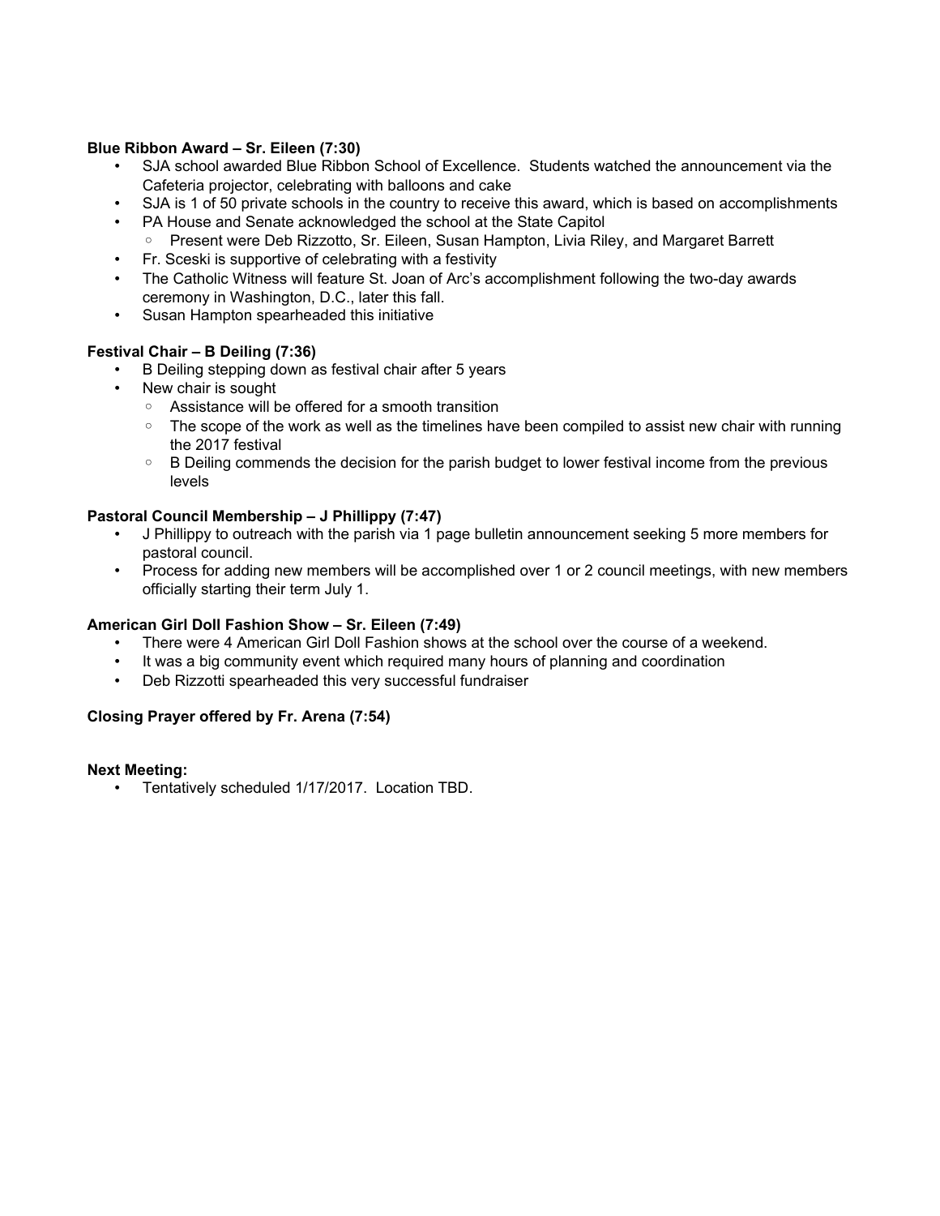**Blue Ribbon Award – Sr. Eileen (7:30)**

- SJA school awarded Blue Ribbon School of Excellence. Students watched the announcement via the Cafeteria projector, celebrating with balloons and cake
- SJA is 1 of 50 private schools in the country to receive this award, which is based on accomplishments
- PA House and Senate acknowledged the school at the State Capitol
  - Present were Deb Rizzotto, Sr. Eileen, Susan Hampton, Livia Riley, and Margaret Barrett
- Fr. Sceski is supportive of celebrating with a festivity
- The Catholic Witness will feature St. Joan of Arc's accomplishment following the two-day awards ceremony in Washington, D.C., later this fall.
- Susan Hampton spearheaded this initiative

**Festival Chair – B Deiling (7:36)**

- B Deiling stepping down as festival chair after 5 years
- New chair is sought
  - Assistance will be offered for a smooth transition
  - The scope of the work as well as the timelines have been compiled to assist new chair with running the 2017 festival
  - B Deiling commends the decision for the parish budget to lower festival income from the previous levels

**Pastoral Council Membership – J Phillippy (7:47)**

- J Phillippy to outreach with the parish via 1 page bulletin announcement seeking 5 more members for pastoral council.
- Process for adding new members will be accomplished over 1 or 2 council meetings, with new members officially starting their term July 1.

**American Girl Doll Fashion Show – Sr. Eileen (7:49)**

- There were 4 American Girl Doll Fashion shows at the school over the course of a weekend.
- It was a big community event which required many hours of planning and coordination
- Deb Rizzotti spearheaded this very successful fundraiser

**Closing Prayer offered by Fr. Arena (7:54)**

**Next Meeting:**

- Tentatively scheduled 1/17/2017. Location TBD.